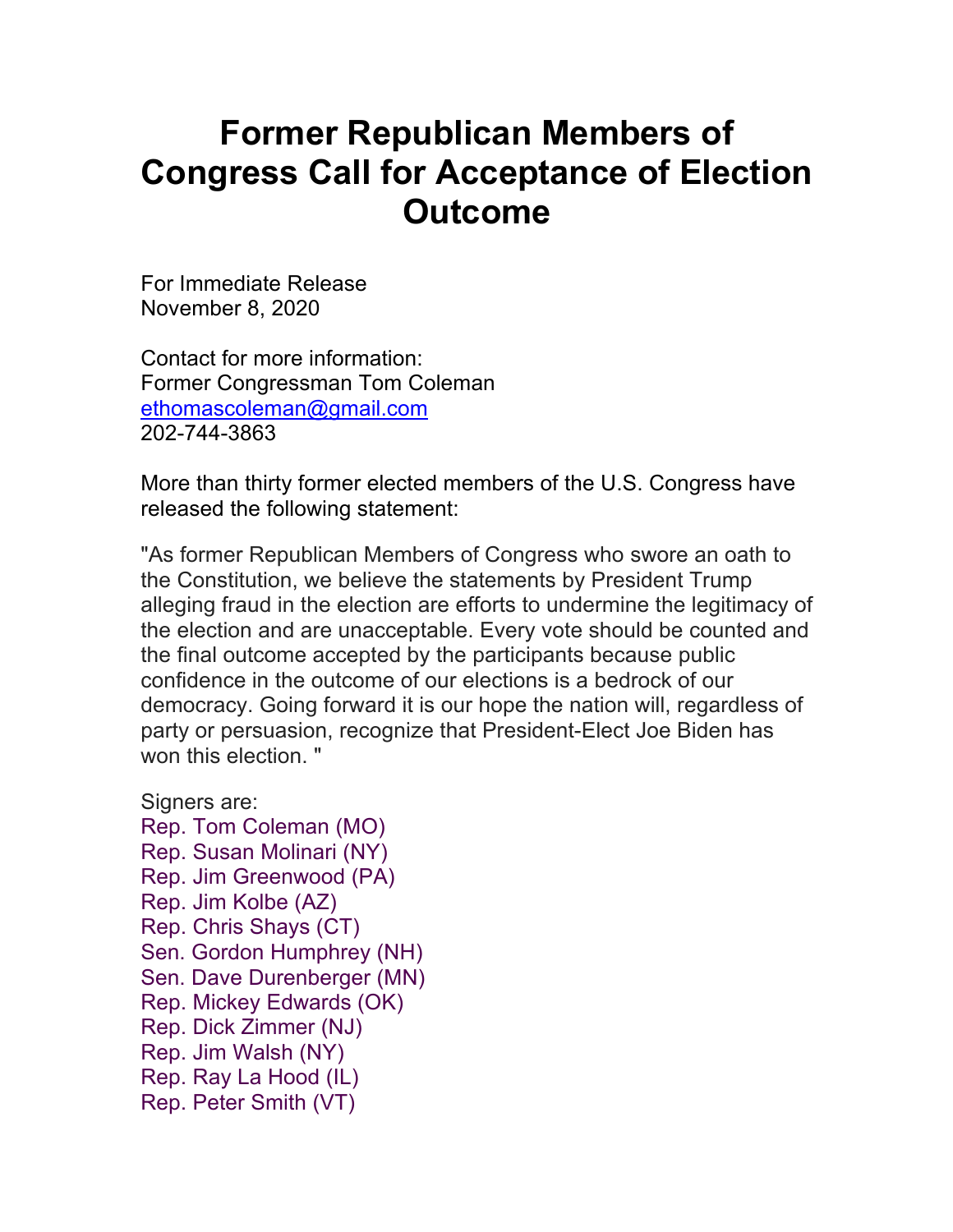# Former Republican Members of Congress Call for Acceptance of Election Outcome

For Immediate Release
November 8, 2020

Contact for more information:
Former Congressman Tom Coleman
ethomascoleman@gmail.com
202-744-3863

More than thirty former elected members of the U.S. Congress have released the following statement:

"As former Republican Members of Congress who swore an oath to the Constitution, we believe the statements by President Trump alleging fraud in the election are efforts to undermine the legitimacy of the election and are unacceptable. Every vote should be counted and the final outcome accepted by the participants because public confidence in the outcome of our elections is a bedrock of our democracy. Going forward it is our hope the nation will, regardless of party or persuasion, recognize that President-Elect Joe Biden has won this election. "

Signers are:
Rep. Tom Coleman (MO)
Rep. Susan Molinari (NY)
Rep. Jim Greenwood (PA)
Rep. Jim Kolbe (AZ)
Rep. Chris Shays (CT)
Sen. Gordon Humphrey (NH)
Sen. Dave Durenberger (MN)
Rep. Mickey Edwards (OK)
Rep. Dick Zimmer (NJ)
Rep. Jim Walsh (NY)
Rep. Ray La Hood (IL)
Rep. Peter Smith (VT)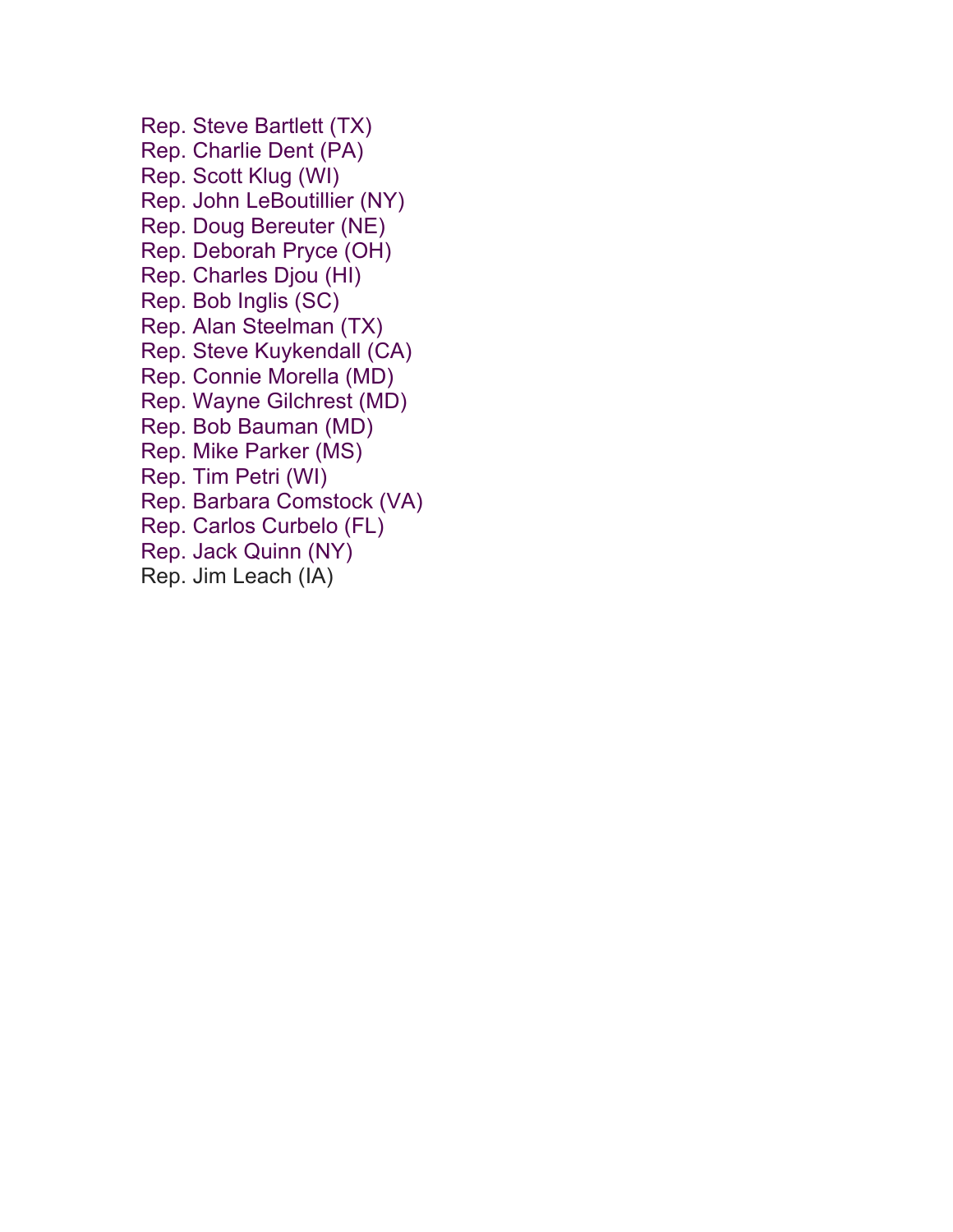Rep. Steve Bartlett (TX)
Rep. Charlie Dent (PA)
Rep. Scott Klug (WI)
Rep. John LeBoutillier (NY)
Rep. Doug Bereuter (NE)
Rep. Deborah Pryce (OH)
Rep. Charles Djou (HI)
Rep. Bob Inglis (SC)
Rep. Alan Steelman (TX)
Rep. Steve Kuykendall (CA)
Rep. Connie Morella (MD)
Rep. Wayne Gilchrest (MD)
Rep. Bob Bauman (MD)
Rep. Mike Parker (MS)
Rep. Tim Petri (WI)
Rep. Barbara Comstock (VA)
Rep. Carlos Curbelo (FL)
Rep. Jack Quinn (NY)
Rep. Jim Leach (IA)